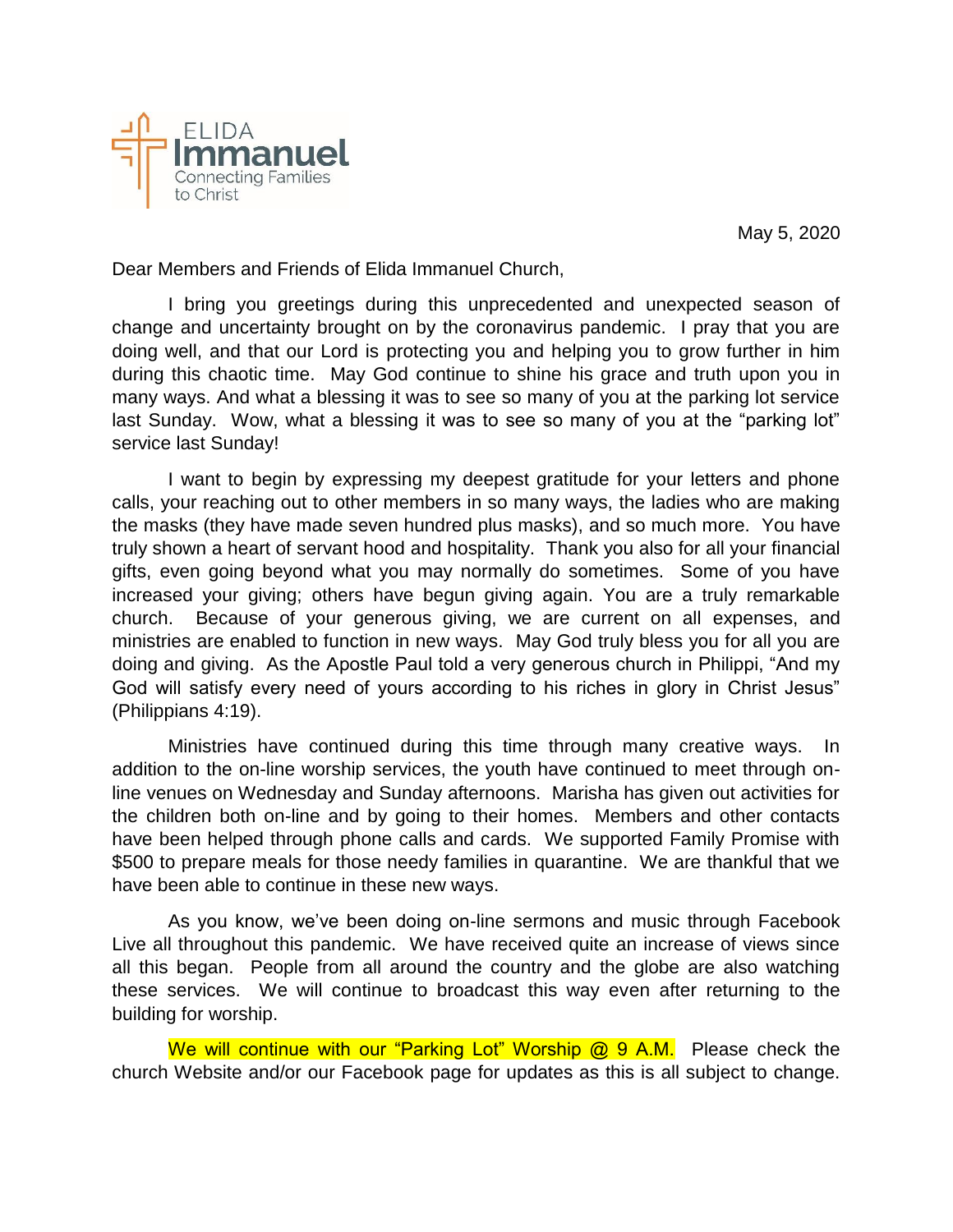ELIDA
**Immanuel**
Connecting Families to Christ

May 5, 2020

Dear Members and Friends of Elida Immanuel Church,

I bring you greetings during this unprecedented and unexpected season of change and uncertainty brought on by the coronavirus pandemic. I pray that you are doing well, and that our Lord is protecting you and helping you to grow further in him during this chaotic time. May God continue to shine his grace and truth upon you in many ways. And what a blessing it was to see so many of you at the parking lot service last Sunday. Wow, what a blessing it was to see so many of you at the "parking lot" service last Sunday!

I want to begin by expressing my deepest gratitude for your letters and phone calls, your reaching out to other members in so many ways, the ladies who are making the masks (they have made seven hundred plus masks), and so much more. You have truly shown a heart of servant hood and hospitality. Thank you also for all your financial gifts, even going beyond what you may normally do sometimes. Some of you have increased your giving; others have begun giving again. You are a truly remarkable church. Because of your generous giving, we are current on all expenses, and ministries are enabled to function in new ways. May God truly bless you for all you are doing and giving. As the Apostle Paul told a very generous church in Philippi, "And my God will satisfy every need of yours according to his riches in glory in Christ Jesus" (Philippians 4:19).

Ministries have continued during this time through many creative ways. In addition to the on-line worship services, the youth have continued to meet through on-line venues on Wednesday and Sunday afternoons. Marisha has given out activities for the children both on-line and by going to their homes. Members and other contacts have been helped through phone calls and cards. We supported Family Promise with $500 to prepare meals for those needy families in quarantine. We are thankful that we have been able to continue in these new ways.

As you know, we've been doing on-line sermons and music through Facebook Live all throughout this pandemic. We have received quite an increase of views since all this began. People from all around the country and the globe are also watching these services. We will continue to broadcast this way even after returning to the building for worship.

We will continue with our "Parking Lot" Worship @ 9 A.M. Please check the church Website and/or our Facebook page for updates as this is all subject to change.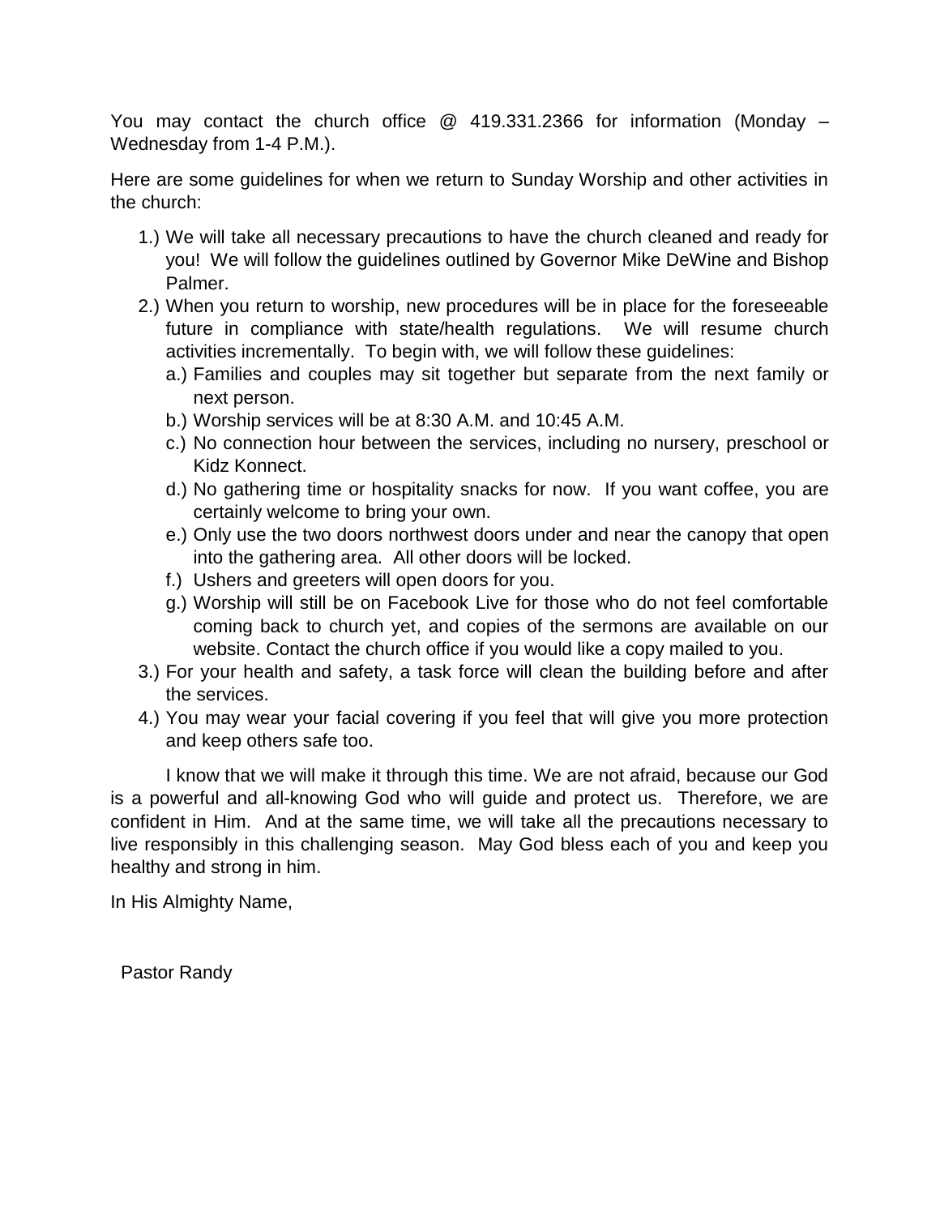You may contact the church office @ 419.331.2366 for information (Monday – Wednesday from 1-4 P.M.).

Here are some guidelines for when we return to Sunday Worship and other activities in the church:

1.) We will take all necessary precautions to have the church cleaned and ready for you! We will follow the guidelines outlined by Governor Mike DeWine and Bishop Palmer.
2.) When you return to worship, new procedures will be in place for the foreseeable future in compliance with state/health regulations. We will resume church activities incrementally. To begin with, we will follow these guidelines:
    a.) Families and couples may sit together but separate from the next family or next person.
    b.) Worship services will be at 8:30 A.M. and 10:45 A.M.
    c.) No connection hour between the services, including no nursery, preschool or Kidz Konnect.
    d.) No gathering time or hospitality snacks for now. If you want coffee, you are certainly welcome to bring your own.
    e.) Only use the two doors northwest doors under and near the canopy that open into the gathering area. All other doors will be locked.
    f.) Ushers and greeters will open doors for you.
    g.) Worship will still be on Facebook Live for those who do not feel comfortable coming back to church yet, and copies of the sermons are available on our website. Contact the church office if you would like a copy mailed to you.
3.) For your health and safety, a task force will clean the building before and after the services.
4.) You may wear your facial covering if you feel that will give you more protection and keep others safe too.

I know that we will make it through this time. We are not afraid, because our God is a powerful and all-knowing God who will guide and protect us. Therefore, we are confident in Him. And at the same time, we will take all the precautions necessary to live responsibly in this challenging season. May God bless each of you and keep you healthy and strong in him.

In His Almighty Name,

Pastor Randy